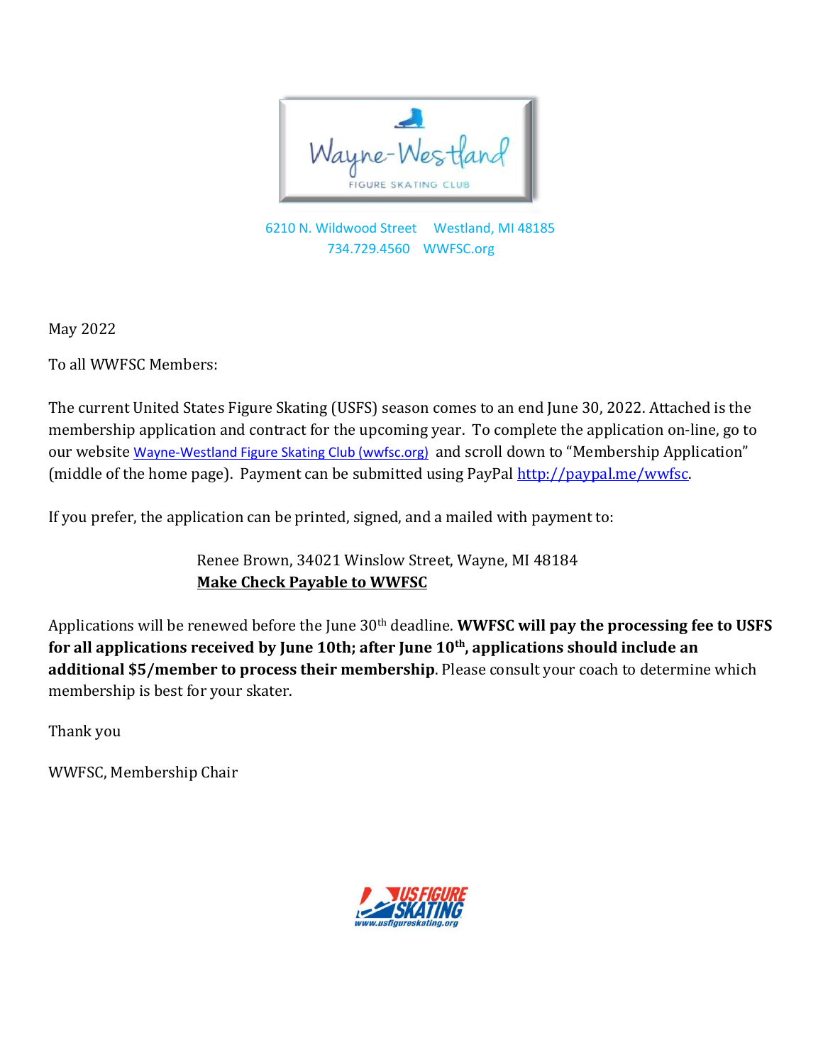Wayne-Westland

FIGURE SKATING CLUB

6210 N. Wildwood Street Westland, MI 48185
734.729.4560 WWFSC.org

May 2022

To all WWFSC Members:

The current United States Figure Skating (USFS) season comes to an end June 30, 2022. Attached is the membership application and contract for the upcoming year. To complete the application on-line, go to our website [Wayne-Westland Figure Skating Club (wwfsc.org)](https://wwfsc.org) and scroll down to "Membership Application" (middle of the home page). Payment can be submitted using PayPal [http://paypal.me/wwfsc](http://paypal.me/wwfsc).

If you prefer, the application can be printed, signed, and a mailed with payment to:

Renee Brown, 34021 Winslow Street, Wayne, MI 48184
**Make Check Payable to WWFSC**

Applications will be renewed before the June 30th deadline. **WWFSC will pay the processing fee to USFS for all applications received by June 10th; after June 10th, applications should include an additional $5/member to process their membership**. Please consult your coach to determine which membership is best for your skater.

Thank you

WWFSC, Membership Chair

US FIGURE SKATING
www.usfigureskating.org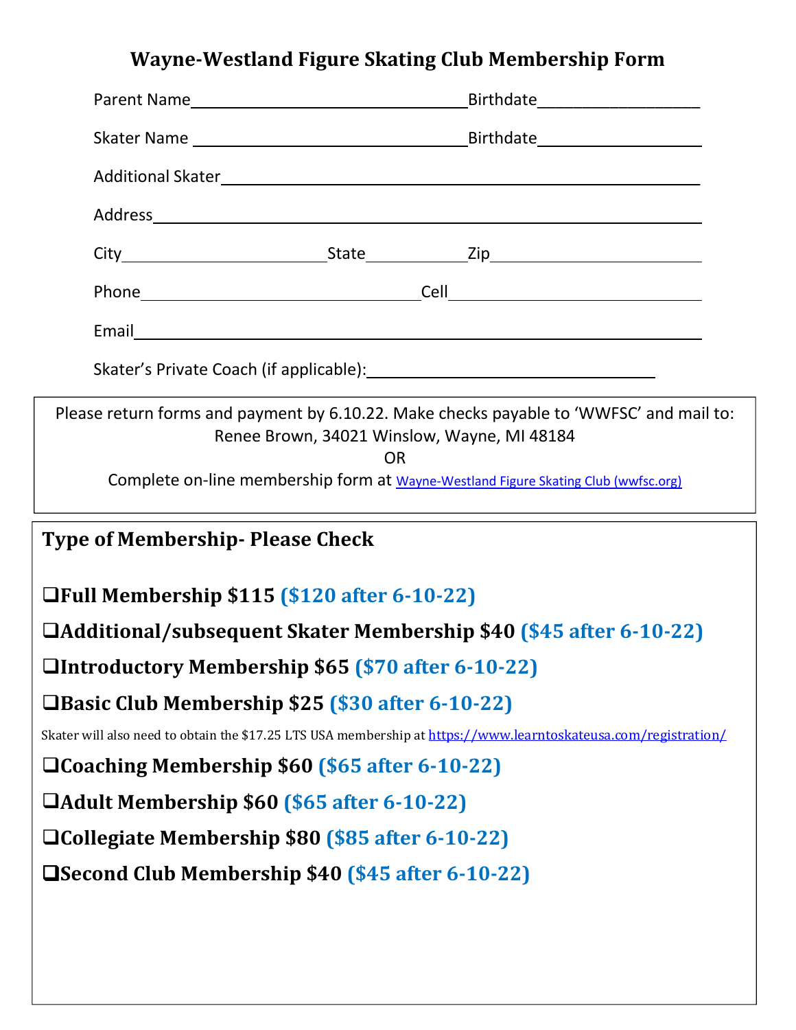# Wayne-Westland Figure Skating Club Membership Form

Parent Name_______________________________Birthdate__________________

Skater Name _______________________________Birthdate__________________

Additional Skater_______________________________________________________

Address_________________________________________________________________

City_______________________State___________Zip________________________

Phone______________________________Cell_____________________________

Email__________________________________________________________________

Skater's Private Coach (if applicable):________________________________

---

Please return forms and payment by 6.10.22. Make checks payable to 'WWFSC' and mail to:
Renee Brown, 34021 Winslow, Wayne, MI 48184
OR
Complete on-line membership form at [Wayne-Westland Figure Skating Club (wwfsc.org)](http://wwfsc.org)

---

## Type of Membership- Please Check

- ❑ **Full Membership $115 ($120 after 6-10-22)**
- ❑ **Additional/subsequent Skater Membership $40 ($45 after 6-10-22)**
- ❑ **Introductory Membership $65 ($70 after 6-10-22)**
- ❑ **Basic Club Membership $25 ($30 after 6-10-22)**

Skater will also need to obtain the $17.25 LTS USA membership at https://www.learntoskateusa.com/registration/

- ❑ **Coaching Membership $60 ($65 after 6-10-22)**
- ❑ **Adult Membership $60 ($65 after 6-10-22)**
- ❑ **Collegiate Membership $80 ($85 after 6-10-22)**
- ❑ **Second Club Membership $40 ($45 after 6-10-22)**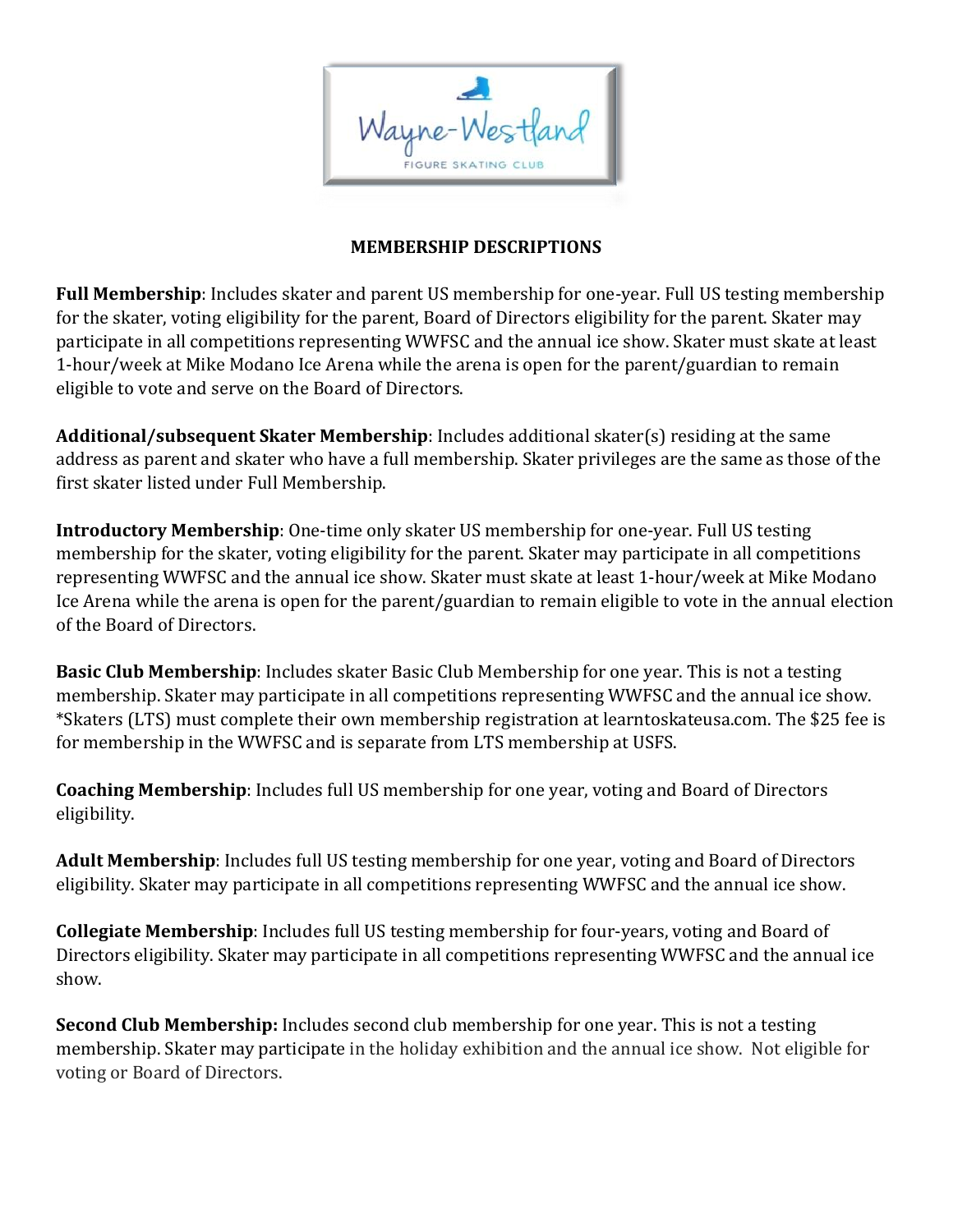Wayne-Westland

FIGURE SKATING CLUB

## MEMBERSHIP DESCRIPTIONS

**Full Membership**: Includes skater and parent US membership for one-year. Full US testing membership for the skater, voting eligibility for the parent, Board of Directors eligibility for the parent. Skater may participate in all competitions representing WWFSC and the annual ice show. Skater must skate at least 1-hour/week at Mike Modano Ice Arena while the arena is open for the parent/guardian to remain eligible to vote and serve on the Board of Directors.

**Additional/subsequent Skater Membership**: Includes additional skater(s) residing at the same address as parent and skater who have a full membership. Skater privileges are the same as those of the first skater listed under Full Membership.

**Introductory Membership**: One-time only skater US membership for one-year. Full US testing membership for the skater, voting eligibility for the parent. Skater may participate in all competitions representing WWFSC and the annual ice show. Skater must skate at least 1-hour/week at Mike Modano Ice Arena while the arena is open for the parent/guardian to remain eligible to vote in the annual election of the Board of Directors.

**Basic Club Membership**: Includes skater Basic Club Membership for one year. This is not a testing membership. Skater may participate in all competitions representing WWFSC and the annual ice show. *Skaters (LTS) must complete their own membership registration at learntoskateusa.com. The $25 fee is for membership in the WWFSC and is separate from LTS membership at USFS.

**Coaching Membership**: Includes full US membership for one year, voting and Board of Directors eligibility.

**Adult Membership**: Includes full US testing membership for one year, voting and Board of Directors eligibility. Skater may participate in all competitions representing WWFSC and the annual ice show.

**Collegiate Membership**: Includes full US testing membership for four-years, voting and Board of Directors eligibility. Skater may participate in all competitions representing WWFSC and the annual ice show.

**Second Club Membership:** Includes second club membership for one year. This is not a testing membership. Skater may participate in the holiday exhibition and the annual ice show. Not eligible for voting or Board of Directors.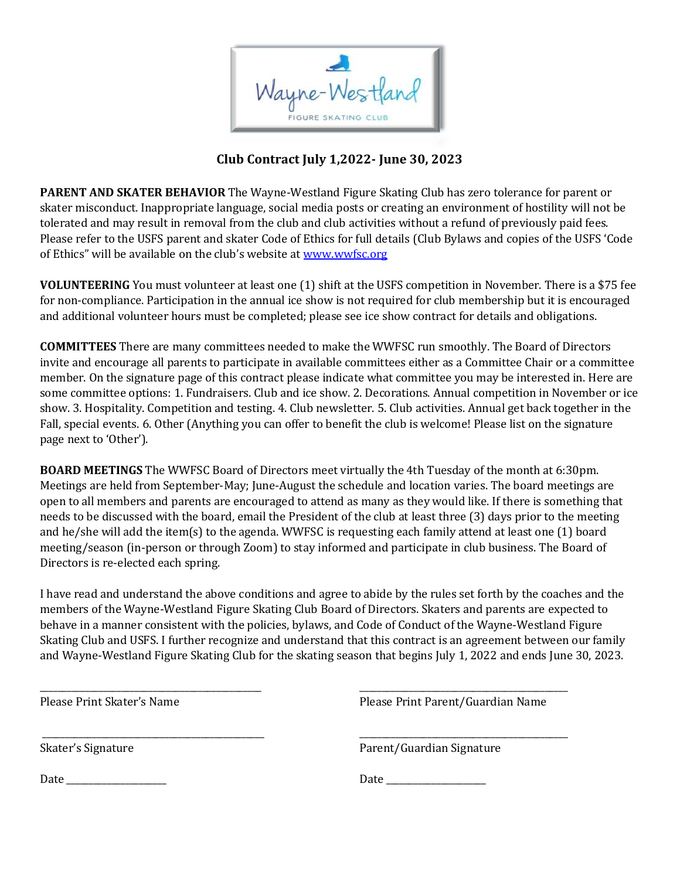# Club Contract July 1,2022- June 30, 2023

**PARENT AND SKATER BEHAVIOR** The Wayne-Westland Figure Skating Club has zero tolerance for parent or skater misconduct. Inappropriate language, social media posts or creating an environment of hostility will not be tolerated and may result in removal from the club and club activities without a refund of previously paid fees. Please refer to the USFS parent and skater Code of Ethics for full details (Club Bylaws and copies of the USFS 'Code of Ethics" will be available on the club's website at www.wwfsc.org

**VOLUNTEERING** You must volunteer at least one (1) shift at the USFS competition in November. There is a $75 fee for non-compliance. Participation in the annual ice show is not required for club membership but it is encouraged and additional volunteer hours must be completed; please see ice show contract for details and obligations.

**COMMITTEES** There are many committees needed to make the WWFSC run smoothly. The Board of Directors invite and encourage all parents to participate in available committees either as a Committee Chair or a committee member. On the signature page of this contract please indicate what committee you may be interested in. Here are some committee options: 1. Fundraisers. Club and ice show. 2. Decorations. Annual competition in November or ice show. 3. Hospitality. Competition and testing. 4. Club newsletter. 5. Club activities. Annual get back together in the Fall, special events. 6. Other (Anything you can offer to benefit the club is welcome! Please list on the signature page next to 'Other').

**BOARD MEETINGS** The WWFSC Board of Directors meet virtually the 4th Tuesday of the month at 6:30pm. Meetings are held from September-May; June-August the schedule and location varies. The board meetings are open to all members and parents are encouraged to attend as many as they would like. If there is something that needs to be discussed with the board, email the President of the club at least three (3) days prior to the meeting and he/she will add the item(s) to the agenda. WWFSC is requesting each family attend at least one (1) board meeting/season (in-person or through Zoom) to stay informed and participate in club business. The Board of Directors is re-elected each spring.

I have read and understand the above conditions and agree to abide by the rules set forth by the coaches and the members of the Wayne-Westland Figure Skating Club Board of Directors. Skaters and parents are expected to behave in a manner consistent with the policies, bylaws, and Code of Conduct of the Wayne-Westland Figure Skating Club and USFS. I further recognize and understand that this contract is an agreement between our family and Wayne-Westland Figure Skating Club for the skating season that begins July 1, 2022 and ends June 30, 2023.

\_\_\_\_\_\_\_\_\_\_\_\_\_\_\_\_\_\_\_\_\_\_\_\_\_\_\_\_\_\_\_\_\_\_\_\_\_\_\_\_
Please Print Skater's Name

\_\_\_\_\_\_\_\_\_\_\_\_\_\_\_\_\_\_\_\_\_\_\_\_\_\_\_\_\_\_\_\_\_\_\_\_\_\_\_\_
Please Print Parent/Guardian Name

\_\_\_\_\_\_\_\_\_\_\_\_\_\_\_\_\_\_\_\_\_\_\_\_\_\_\_\_\_\_\_\_\_\_\_\_\_\_\_\_
Skater's Signature

\_\_\_\_\_\_\_\_\_\_\_\_\_\_\_\_\_\_\_\_\_\_\_\_\_\_\_\_\_\_\_\_\_\_\_\_\_\_\_\_
Parent/Guardian Signature

Date \_\_\_\_\_\_\_\_\_\_\_\_\_\_\_\_\_\_\_\_

Date \_\_\_\_\_\_\_\_\_\_\_\_\_\_\_\_\_\_\_\_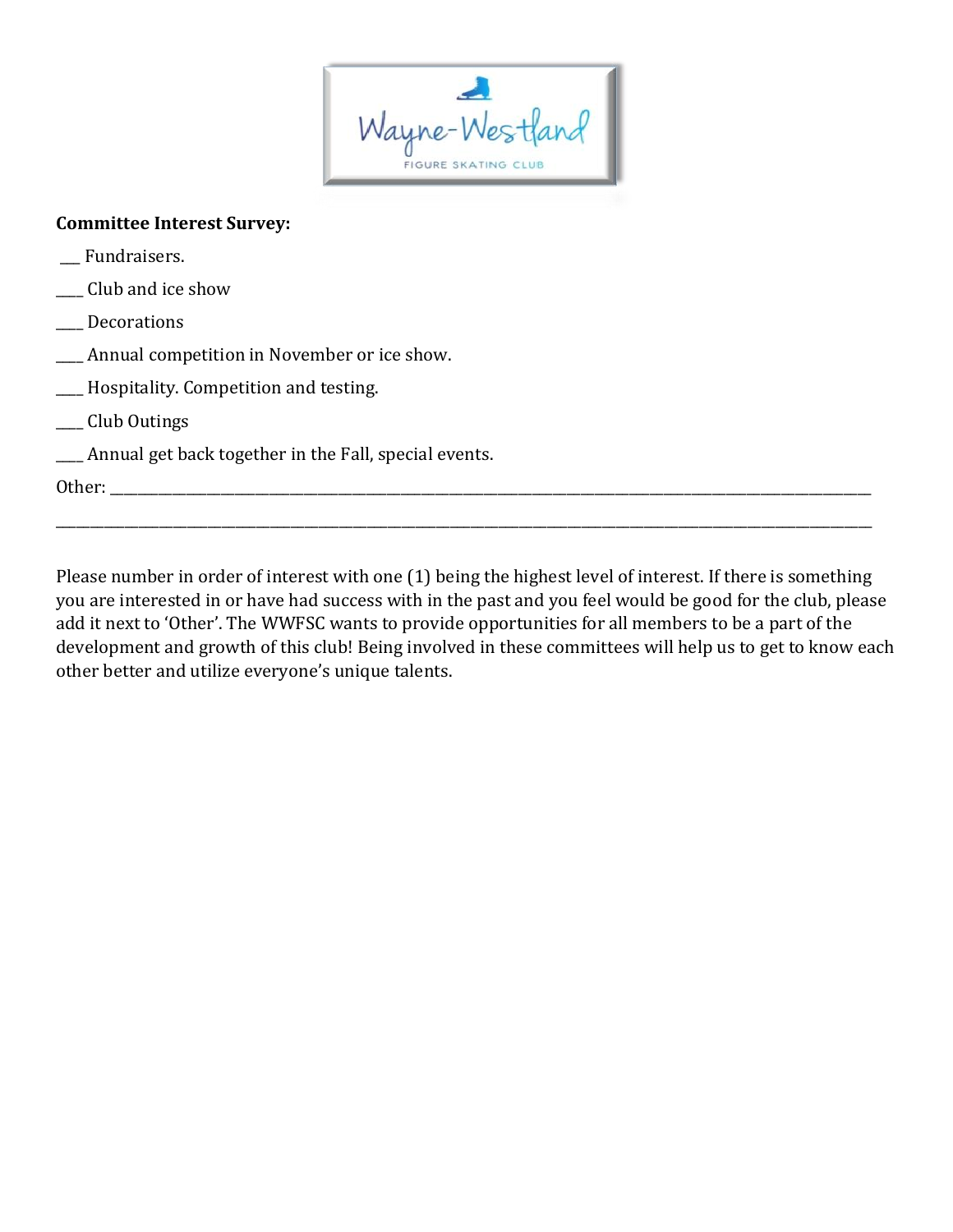**Committee Interest Survey:**

___ Fundraisers.

____ Club and ice show

____ Decorations

____ Annual competition in November or ice show.

____ Hospitality. Competition and testing.

____ Club Outings

____ Annual get back together in the Fall, special events.

Other: ________________________________________________________________________________________________

________________________________________________________________________________________________________

Please number in order of interest with one (1) being the highest level of interest. If there is something you are interested in or have had success with in the past and you feel would be good for the club, please add it next to 'Other'. The WWFSC wants to provide opportunities for all members to be a part of the development and growth of this club! Being involved in these committees will help us to get to know each other better and utilize everyone's unique talents.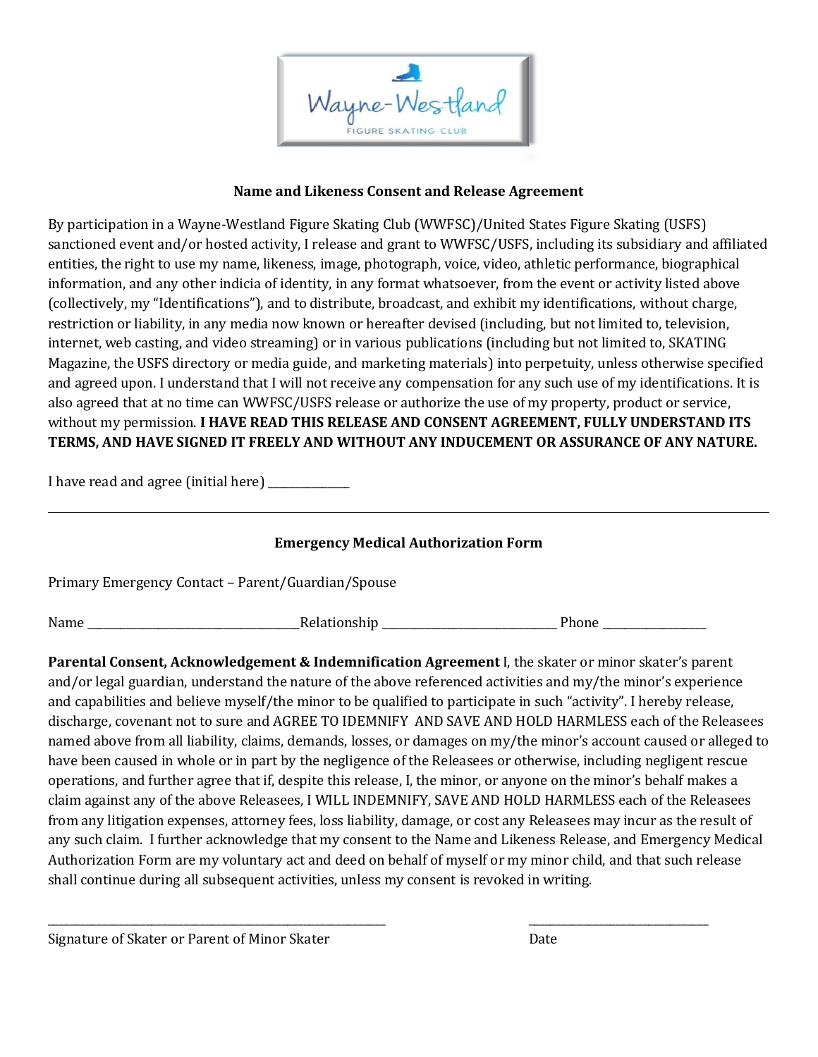Wayne-Westland
FIGURE SKATING CLUB

### Name and Likeness Consent and Release Agreement

By participation in a Wayne-Westland Figure Skating Club (WWFSC)/United States Figure Skating (USFS) sanctioned event and/or hosted activity, I release and grant to WWFSC/USFS, including its subsidiary and affiliated entities, the right to use my name, likeness, image, photograph, voice, video, athletic performance, biographical information, and any other indicia of identity, in any format whatsoever, from the event or activity listed above (collectively, my "Identifications"), and to distribute, broadcast, and exhibit my identifications, without charge, restriction or liability, in any media now known or hereafter devised (including, but not limited to, television, internet, web casting, and video streaming) or in various publications (including but not limited to, SKATING Magazine, the USFS directory or media guide, and marketing materials) into perpetuity, unless otherwise specified and agreed upon. I understand that I will not receive any compensation for any such use of my identifications. It is also agreed that at no time can WWFSC/USFS release or authorize the use of my property, product or service, without my permission. **I HAVE READ THIS RELEASE AND CONSENT AGREEMENT, FULLY UNDERSTAND ITS TERMS, AND HAVE SIGNED IT FREELY AND WITHOUT ANY INDUCEMENT OR ASSURANCE OF ANY NATURE.**

I have read and agree (initial here) _______________

---

### Emergency Medical Authorization Form

Primary Emergency Contact – Parent/Guardian/Spouse

Name _______________________________________Relationship _______________________________ Phone ___________________

**Parental Consent, Acknowledgement & Indemnification Agreement** I, the skater or minor skater's parent and/or legal guardian, understand the nature of the above referenced activities and my/the minor's experience and capabilities and believe myself/the minor to be qualified to participate in such "activity". I hereby release, discharge, covenant not to sure and AGREE TO IDEMNIFY AND SAVE AND HOLD HARMLESS each of the Releasees named above from all liability, claims, demands, losses, or damages on my/the minor's account caused or alleged to have been caused in whole or in part by the negligence of the Releasees or otherwise, including negligent rescue operations, and further agree that if, despite this release, I, the minor, or anyone on the minor's behalf makes a claim against any of the above Releasees, I WILL INDEMNIFY, SAVE AND HOLD HARMLESS each of the Releasees from any litigation expenses, attorney fees, loss liability, damage, or cost any Releasees may incur as the result of any such claim. I further acknowledge that my consent to the Name and Likeness Release, and Emergency Medical Authorization Form are my voluntary act and deed on behalf of myself or my minor child, and that such release shall continue during all subsequent activities, unless my consent is revoked in writing.

______________________________________________________________ ________________________________

Signature of Skater or Parent of Minor Skater Date